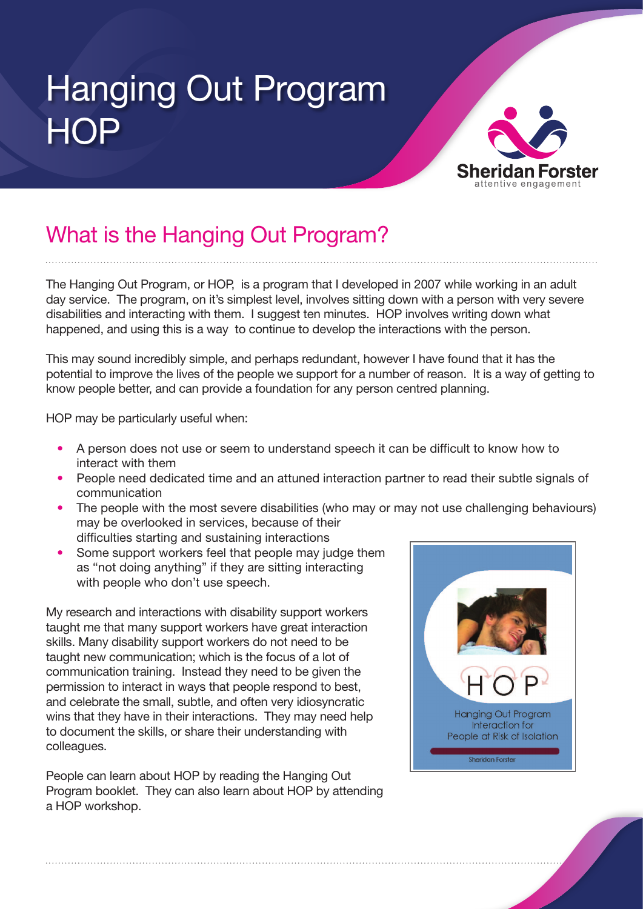# Hanging Out Program HOP

## What is the Hanging Out Program?

The Hanging Out Program, or HOP, is a program that I developed in 2007 while working in an adult day service. The program, on it's simplest level, involves sitting down with a person with very severe disabilities and interacting with them. I suggest ten minutes. HOP involves writing down what happened, and using this is a way to continue to develop the interactions with the person.

This may sound incredibly simple, and perhaps redundant, however I have found that it has the potential to improve the lives of the people we support for a number of reason. It is a way of getting to know people better, and can provide a foundation for any person centred planning.

HOP may be particularly useful when:

- A person does not use or seem to understand speech it can be difficult to know how to interact with them
- People need dedicated time and an attuned interaction partner to read their subtle signals of communication
- The people with the most severe disabilities (who may or may not use challenging behaviours) may be overlooked in services, because of their difficulties starting and sustaining interactions
- Some support workers feel that people may judge them as "not doing anything" if they are sitting interacting with people who don't use speech.

My research and interactions with disability support workers taught me that many support workers have great interaction skills. Many disability support workers do not need to be taught new communication; which is the focus of a lot of communication training. Instead they need to be given the permission to interact in ways that people respond to best, and celebrate the small, subtle, and often very idiosyncratic wins that they have in their interactions. They may need help to document the skills, or share their understanding with colleagues.

People can learn about HOP by reading the Hanging Out Program booklet. They can also learn about HOP by attending a HOP workshop.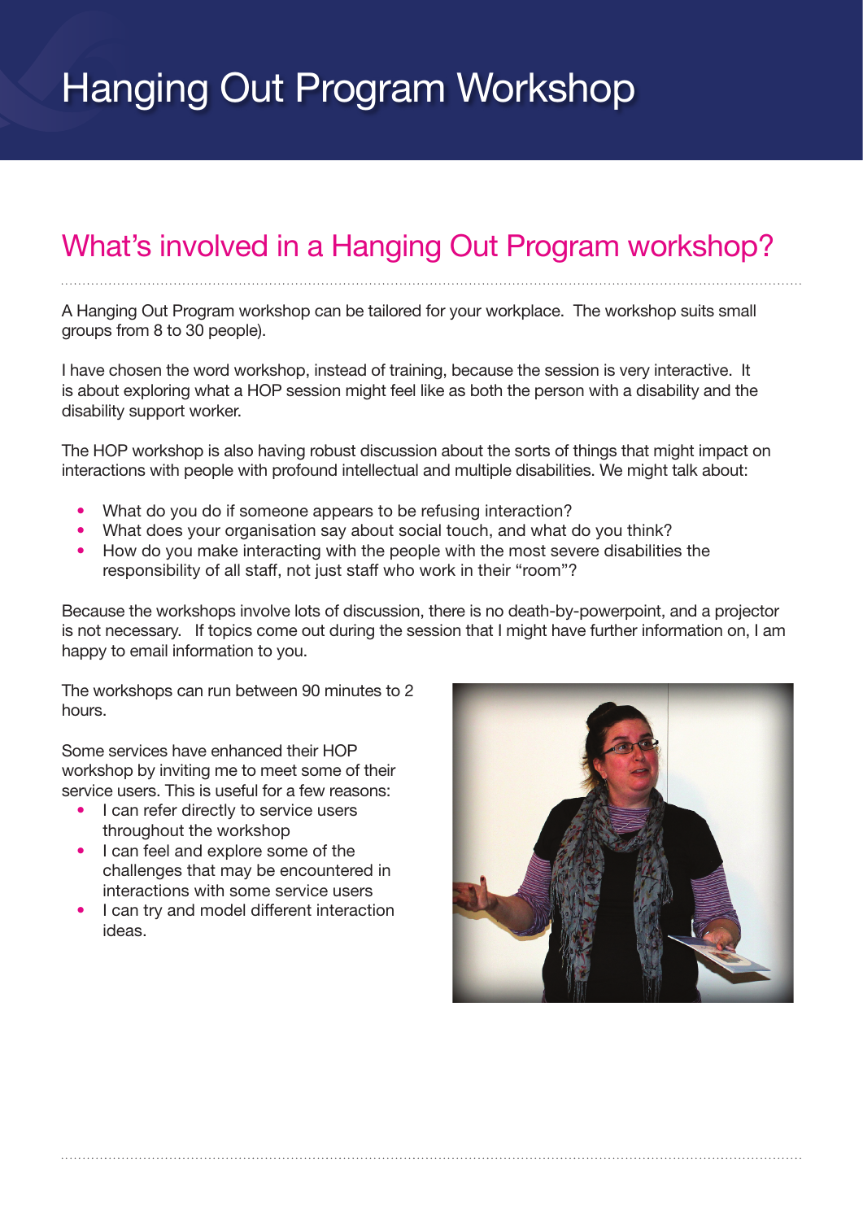# Hanging Out Program Workshop

## What's involved in a Hanging Out Program workshop?

A Hanging Out Program workshop can be tailored for your workplace. The workshop suits small groups from 8 to 30 people).

I have chosen the word workshop, instead of training, because the session is very interactive. It is about exploring what a HOP session might feel like as both the person with a disability and the disability support worker.

The HOP workshop is also having robust discussion about the sorts of things that might impact on interactions with people with profound intellectual and multiple disabilities. We might talk about:

- What do you do if someone appears to be refusing interaction?
- What does your organisation say about social touch, and what do you think?
- How do you make interacting with the people with the most severe disabilities the responsibility of all staff, not just staff who work in their "room"?

Because the workshops involve lots of discussion, there is no death-by-powerpoint, and a projector is not necessary. If topics come out during the session that I might have further information on, I am happy to email information to you.

The workshops can run between 90 minutes to 2 hours.

Some services have enhanced their HOP workshop by inviting me to meet some of their service users. This is useful for a few reasons:

- I can refer directly to service users throughout the workshop
- I can feel and explore some of the challenges that may be encountered in interactions with some service users
- I can try and model different interaction ideas.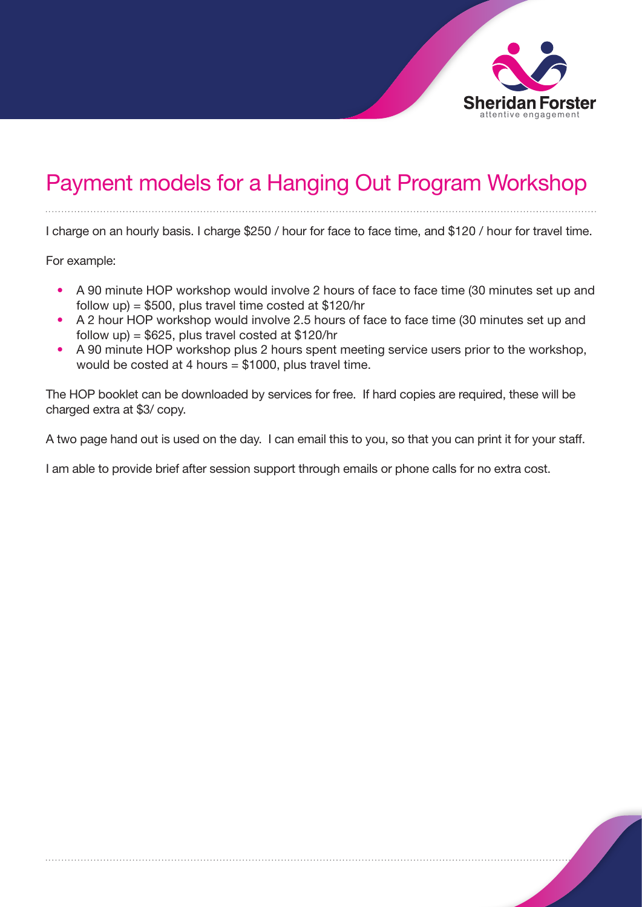# Payment models for a Hanging Out Program Workshop

I charge on an hourly basis. I charge $250 / hour for face to face time, and $120 / hour for travel time.

For example:

- A 90 minute HOP workshop would involve 2 hours of face to face time (30 minutes set up and follow up) = $500, plus travel time costed at $120/hr
- A 2 hour HOP workshop would involve 2.5 hours of face to face time (30 minutes set up and follow up) = $625, plus travel costed at $120/hr
- A 90 minute HOP workshop plus 2 hours spent meeting service users prior to the workshop, would be costed at 4 hours = $1000, plus travel time.

The HOP booklet can be downloaded by services for free. If hard copies are required, these will be charged extra at $3/ copy.

A two page hand out is used on the day. I can email this to you, so that you can print it for your staff.

I am able to provide brief after session support through emails or phone calls for no extra cost.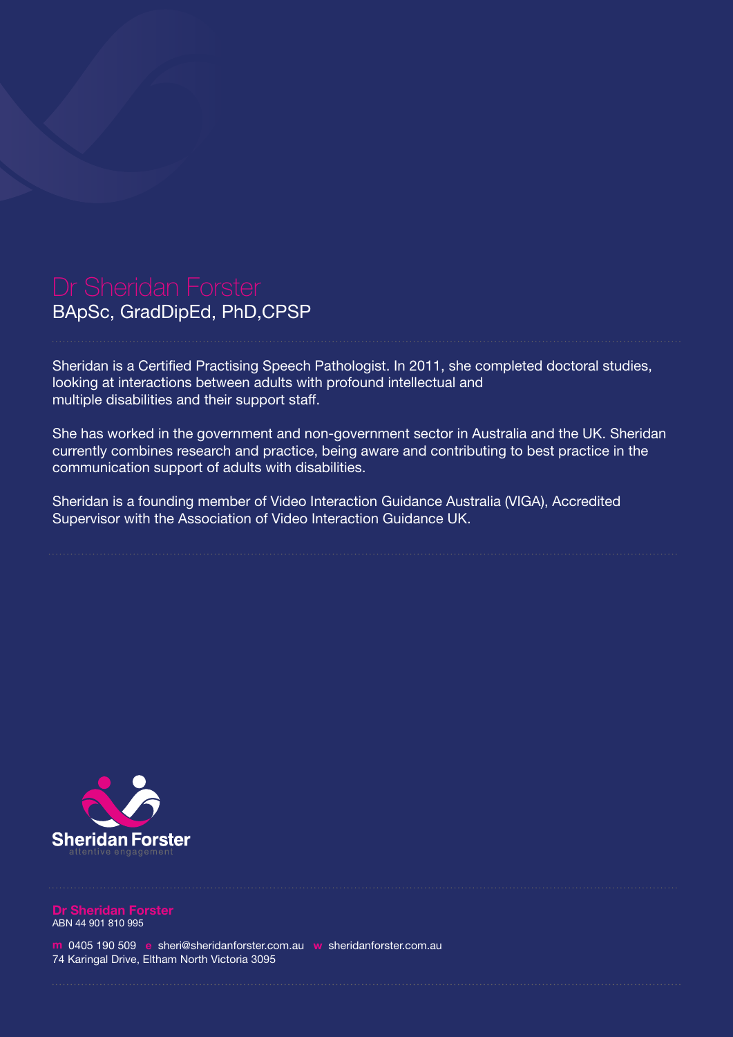# Dr Sheridan Forster

BApSc, GradDipEd, PhD,CPSP

Sheridan is a Certified Practising Speech Pathologist. In 2011, she completed doctoral studies, looking at interactions between adults with profound intellectual and multiple disabilities and their support staff.

She has worked in the government and non-government sector in Australia and the UK. Sheridan currently combines research and practice, being aware and contributing to best practice in the communication support of adults with disabilities.

Sheridan is a founding member of Video Interaction Guidance Australia (VIGA), Accredited Supervisor with the Association of Video Interaction Guidance UK.

**Sheridan Forster**
attentive engagement

**Dr Sheridan Forster**
ABN 44 901 810 995

m 0405 190 509 e sheri@sheridanforster.com.au w sheridanforster.com.au
74 Karingal Drive, Eltham North Victoria 3095